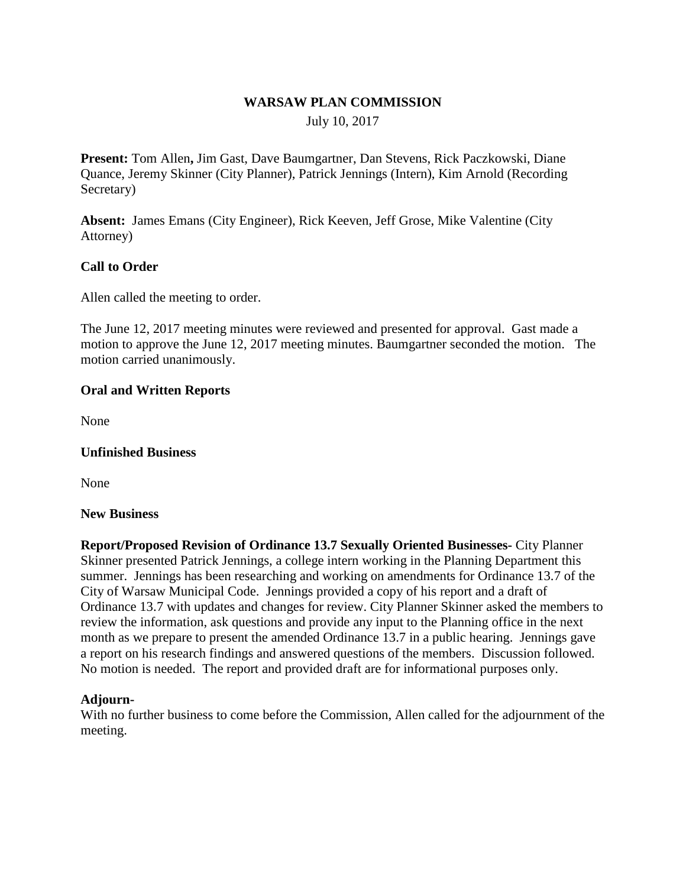# WARSAW PLAN COMMISSION

July 10, 2017

**Present:** Tom Allen**,** Jim Gast, Dave Baumgartner, Dan Stevens, Rick Paczkowski, Diane Quance, Jeremy Skinner (City Planner), Patrick Jennings (Intern), Kim Arnold (Recording Secretary)

**Absent:** James Emans (City Engineer), Rick Keeven, Jeff Grose, Mike Valentine (City Attorney)

## Call to Order

Allen called the meeting to order.

The June 12, 2017 meeting minutes were reviewed and presented for approval. Gast made a motion to approve the June 12, 2017 meeting minutes. Baumgartner seconded the motion. The motion carried unanimously.

## Oral and Written Reports

None

## Unfinished Business

None

## New Business

**Report/Proposed Revision of Ordinance 13.7 Sexually Oriented Businesses-** City Planner Skinner presented Patrick Jennings, a college intern working in the Planning Department this summer. Jennings has been researching and working on amendments for Ordinance 13.7 of the City of Warsaw Municipal Code. Jennings provided a copy of his report and a draft of Ordinance 13.7 with updates and changes for review. City Planner Skinner asked the members to review the information, ask questions and provide any input to the Planning office in the next month as we prepare to present the amended Ordinance 13.7 in a public hearing. Jennings gave a report on his research findings and answered questions of the members. Discussion followed. No motion is needed. The report and provided draft are for informational purposes only.

## Adjourn-

With no further business to come before the Commission, Allen called for the adjournment of the meeting.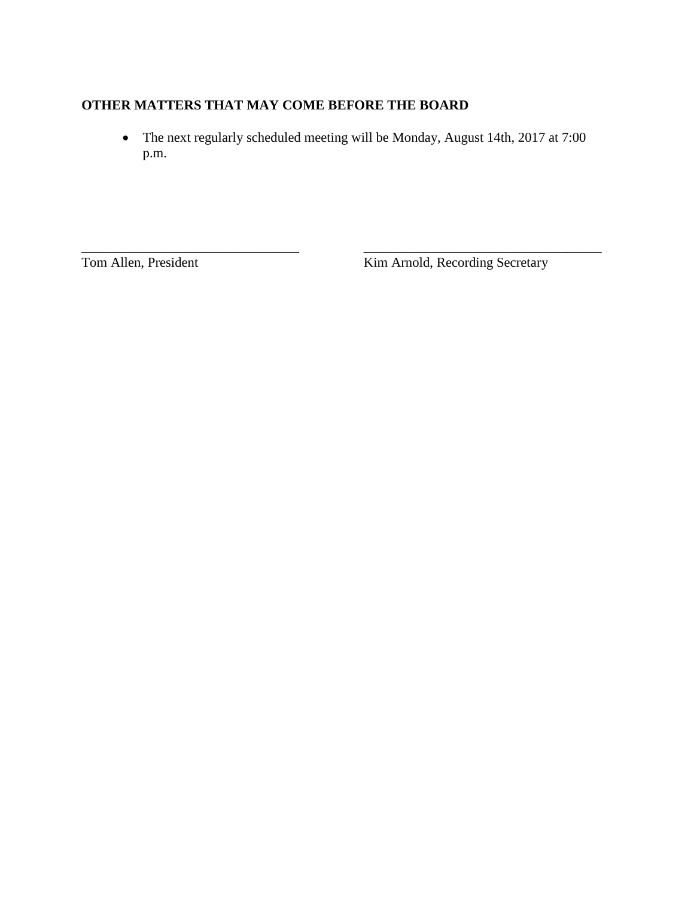**OTHER MATTERS THAT MAY COME BEFORE THE BOARD**

- The next regularly scheduled meeting will be Monday, August 14th, 2017 at 7:00 p.m.

_________________________________ _____________________________________

Tom Allen, President Kim Arnold, Recording Secretary